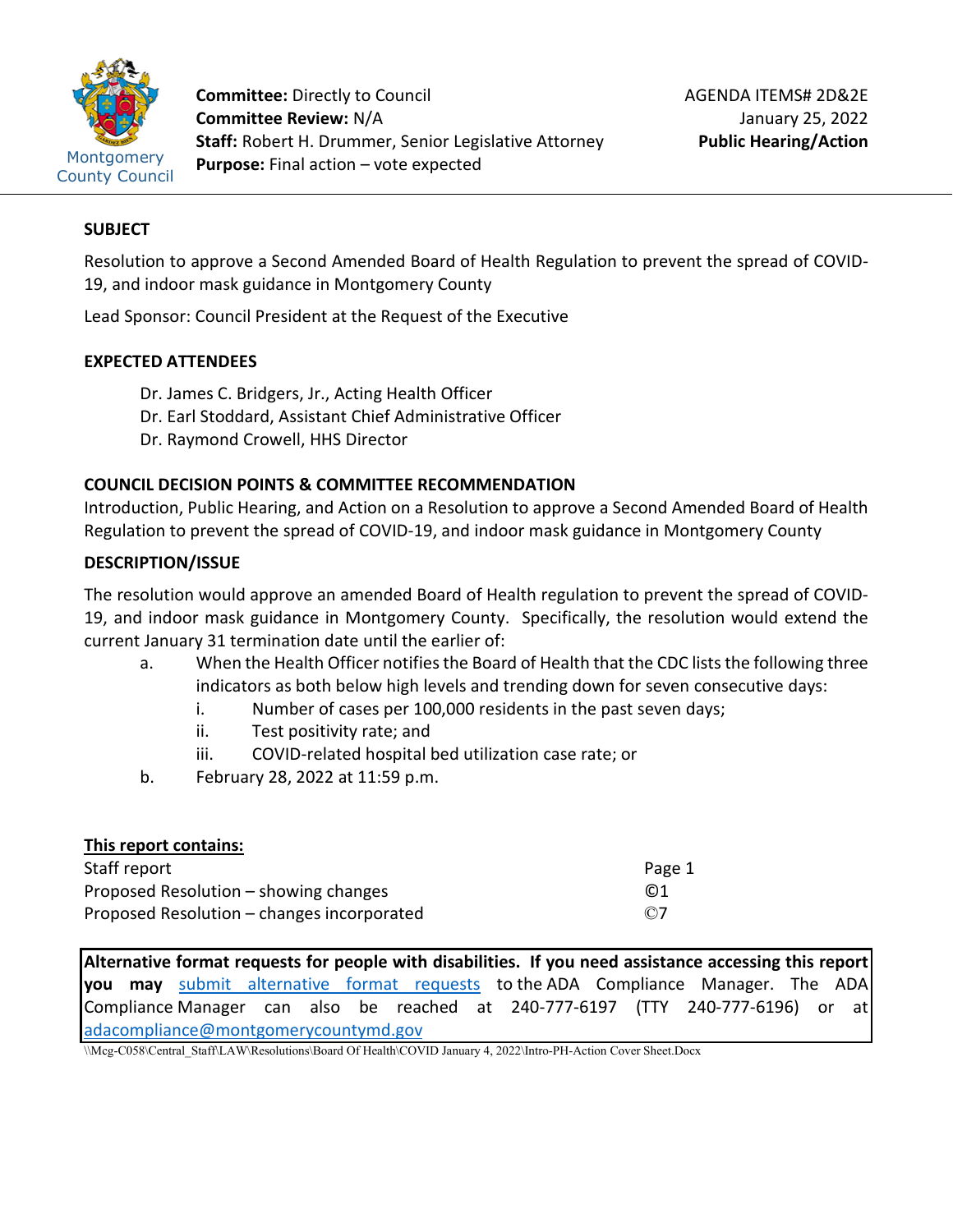Montgomery County Council

**Committee:** Directly to Council
**Committee Review:** N/A
**Staff:** Robert H. Drummer, Senior Legislative Attorney
**Purpose:** Final action – vote expected

AGENDA ITEMS# 2D&2E
January 25, 2022
**Public Hearing/Action**

## SUBJECT

Resolution to approve a Second Amended Board of Health Regulation to prevent the spread of COVID-19, and indoor mask guidance in Montgomery County

Lead Sponsor: Council President at the Request of the Executive

## EXPECTED ATTENDEES

Dr. James C. Bridgers, Jr., Acting Health Officer
Dr. Earl Stoddard, Assistant Chief Administrative Officer
Dr. Raymond Crowell, HHS Director

## COUNCIL DECISION POINTS & COMMITTEE RECOMMENDATION

Introduction, Public Hearing, and Action on a Resolution to approve a Second Amended Board of Health Regulation to prevent the spread of COVID-19, and indoor mask guidance in Montgomery County

## DESCRIPTION/ISSUE

The resolution would approve an amended Board of Health regulation to prevent the spread of COVID-19, and indoor mask guidance in Montgomery County. Specifically, the resolution would extend the current January 31 termination date until the earlier of:

a. When the Health Officer notifies the Board of Health that the CDC lists the following three indicators as both below high levels and trending down for seven consecutive days:
   i. Number of cases per 100,000 residents in the past seven days;
   ii. Test positivity rate; and
   iii. COVID-related hospital bed utilization case rate; or
b. February 28, 2022 at 11:59 p.m.

**This report contains:**

| | |
|---|---|
| Staff report | Page 1 |
| Proposed Resolution – showing changes | ©1 |
| Proposed Resolution – changes incorporated | ©7 |

**Alternative format requests for people with disabilities. If you need assistance accessing this report you may** submit alternative format requests to the ADA Compliance Manager. The ADA Compliance Manager can also be reached at 240-777-6197 (TTY 240-777-6196) or at adacompliance@montgomerycountymd.gov

\\Mcg-C058\Central_Staff\LAW\Resolutions\Board Of Health\COVID January 4, 2022\Intro-PH-Action Cover Sheet.Docx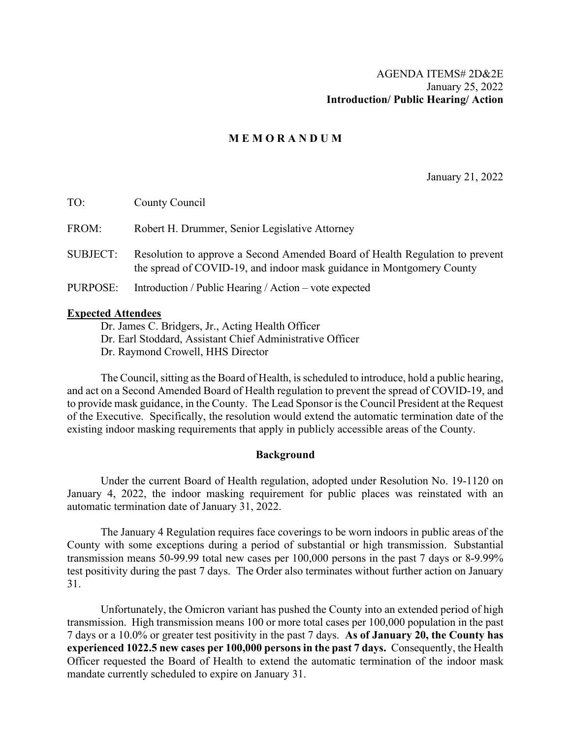AGENDA ITEMS# 2D&2E
January 25, 2022
**Introduction/ Public Hearing/ Action**

## M E M O R A N D U M

January 21, 2022

TO: County Council

FROM: Robert H. Drummer, Senior Legislative Attorney

SUBJECT: Resolution to approve a Second Amended Board of Health Regulation to prevent the spread of COVID-19, and indoor mask guidance in Montgomery County

PURPOSE: Introduction / Public Hearing / Action – vote expected

**Expected Attendees**

Dr. James C. Bridgers, Jr., Acting Health Officer
Dr. Earl Stoddard, Assistant Chief Administrative Officer
Dr. Raymond Crowell, HHS Director

The Council, sitting as the Board of Health, is scheduled to introduce, hold a public hearing, and act on a Second Amended Board of Health regulation to prevent the spread of COVID-19, and to provide mask guidance, in the County. The Lead Sponsor is the Council President at the Request of the Executive. Specifically, the resolution would extend the automatic termination date of the existing indoor masking requirements that apply in publicly accessible areas of the County.

### Background

Under the current Board of Health regulation, adopted under Resolution No. 19-1120 on January 4, 2022, the indoor masking requirement for public places was reinstated with an automatic termination date of January 31, 2022.

The January 4 Regulation requires face coverings to be worn indoors in public areas of the County with some exceptions during a period of substantial or high transmission. Substantial transmission means 50-99.99 total new cases per 100,000 persons in the past 7 days or 8-9.99% test positivity during the past 7 days. The Order also terminates without further action on January 31.

Unfortunately, the Omicron variant has pushed the County into an extended period of high transmission. High transmission means 100 or more total cases per 100,000 population in the past 7 days or a 10.0% or greater test positivity in the past 7 days. **As of January 20, the County has experienced 1022.5 new cases per 100,000 persons in the past 7 days.** Consequently, the Health Officer requested the Board of Health to extend the automatic termination of the indoor mask mandate currently scheduled to expire on January 31.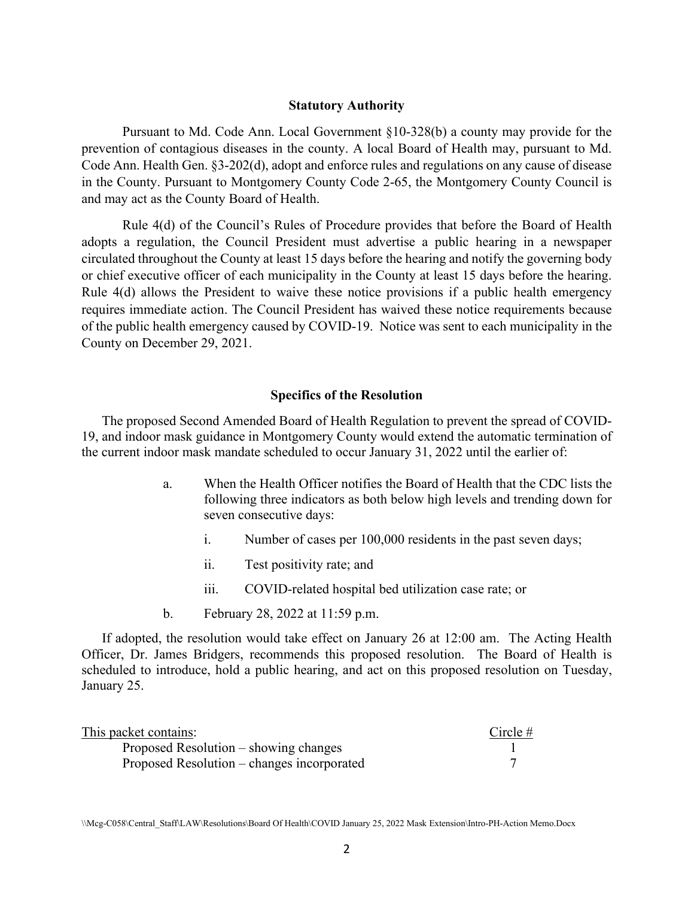### Statutory Authority

Pursuant to Md. Code Ann. Local Government §10-328(b) a county may provide for the prevention of contagious diseases in the county. A local Board of Health may, pursuant to Md. Code Ann. Health Gen. §3-202(d), adopt and enforce rules and regulations on any cause of disease in the County. Pursuant to Montgomery County Code 2-65, the Montgomery County Council is and may act as the County Board of Health.

Rule 4(d) of the Council's Rules of Procedure provides that before the Board of Health adopts a regulation, the Council President must advertise a public hearing in a newspaper circulated throughout the County at least 15 days before the hearing and notify the governing body or chief executive officer of each municipality in the County at least 15 days before the hearing. Rule 4(d) allows the President to waive these notice provisions if a public health emergency requires immediate action. The Council President has waived these notice requirements because of the public health emergency caused by COVID-19. Notice was sent to each municipality in the County on December 29, 2021.

### Specifics of the Resolution

The proposed Second Amended Board of Health Regulation to prevent the spread of COVID-19, and indoor mask guidance in Montgomery County would extend the automatic termination of the current indoor mask mandate scheduled to occur January 31, 2022 until the earlier of:

a. When the Health Officer notifies the Board of Health that the CDC lists the following three indicators as both below high levels and trending down for seven consecutive days:

   i. Number of cases per 100,000 residents in the past seven days;

   ii. Test positivity rate; and

   iii. COVID-related hospital bed utilization case rate; or

b. February 28, 2022 at 11:59 p.m.

If adopted, the resolution would take effect on January 26 at 12:00 am. The Acting Health Officer, Dr. James Bridgers, recommends this proposed resolution. The Board of Health is scheduled to introduce, hold a public hearing, and act on this proposed resolution on Tuesday, January 25.

| This packet contains: | Circle # |
|---|---|
| Proposed Resolution – showing changes | 1 |
| Proposed Resolution – changes incorporated | 7 |

\\Mcg-C058\Central_Staff\LAW\Resolutions\Board Of Health\COVID January 25, 2022 Mask Extension\Intro-PH-Action Memo.Docx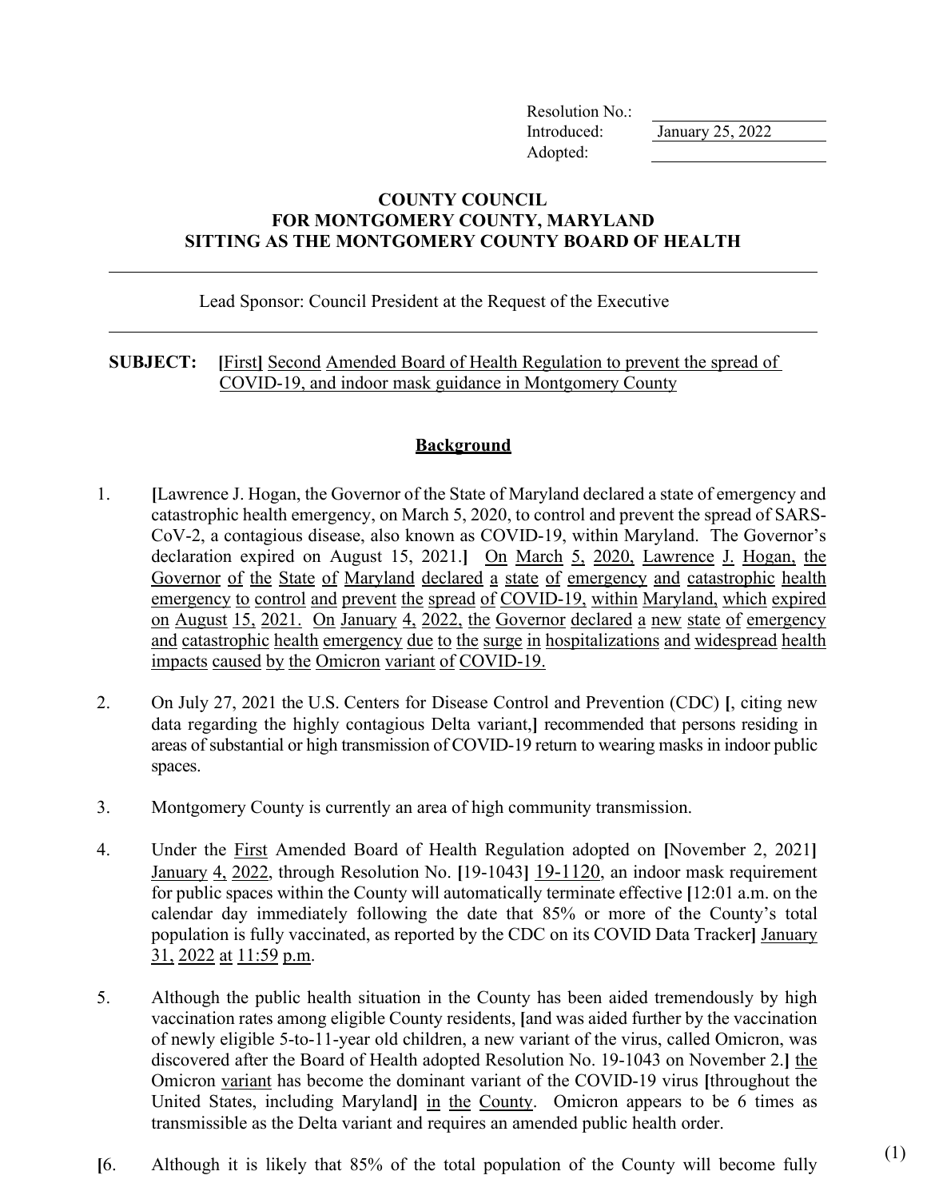| Resolution No.: | |
|---|---|
| Introduced: | January 25, 2022 |
| Adopted: | |

**COUNTY COUNCIL**
**FOR MONTGOMERY COUNTY, MARYLAND**
**SITTING AS THE MONTGOMERY COUNTY BOARD OF HEALTH**

---

Lead Sponsor: Council President at the Request of the Executive

---

**SUBJECT:** **[**First**]** Second Amended Board of Health Regulation to prevent the spread of COVID-19, and indoor mask guidance in Montgomery County

## Background

1. **[**Lawrence J. Hogan, the Governor of the State of Maryland declared a state of emergency and catastrophic health emergency, on March 5, 2020, to control and prevent the spread of SARS-CoV-2, a contagious disease, also known as COVID-19, within Maryland. The Governor's declaration expired on August 15, 2021.**]** On March 5, 2020, Lawrence J. Hogan, the Governor of the State of Maryland declared a state of emergency and catastrophic health emergency to control and prevent the spread of COVID-19, within Maryland, which expired on August 15, 2021. On January 4, 2022, the Governor declared a new state of emergency and catastrophic health emergency due to the surge in hospitalizations and widespread health impacts caused by the Omicron variant of COVID-19.

2. On July 27, 2021 the U.S. Centers for Disease Control and Prevention (CDC) **[**, citing new data regarding the highly contagious Delta variant,**]** recommended that persons residing in areas of substantial or high transmission of COVID-19 return to wearing masks in indoor public spaces.

3. Montgomery County is currently an area of high community transmission.

4. Under the First Amended Board of Health Regulation adopted on **[**November 2, 2021**]** January 4, 2022, through Resolution No. **[**19-1043**]** 19-1120, an indoor mask requirement for public spaces within the County will automatically terminate effective **[**12:01 a.m. on the calendar day immediately following the date that 85% or more of the County's total population is fully vaccinated, as reported by the CDC on its COVID Data Tracker**]** January 31, 2022 at 11:59 p.m.

5. Although the public health situation in the County has been aided tremendously by high vaccination rates among eligible County residents, **[**and was aided further by the vaccination of newly eligible 5-to-11-year old children, a new variant of the virus, called Omicron, was discovered after the Board of Health adopted Resolution No. 19-1043 on November 2.**]** the Omicron variant has become the dominant variant of the COVID-19 virus **[**throughout the United States, including Maryland**]** in the County. Omicron appears to be 6 times as transmissible as the Delta variant and requires an amended public health order.

**[**6. Although it is likely that 85% of the total population of the County will become fully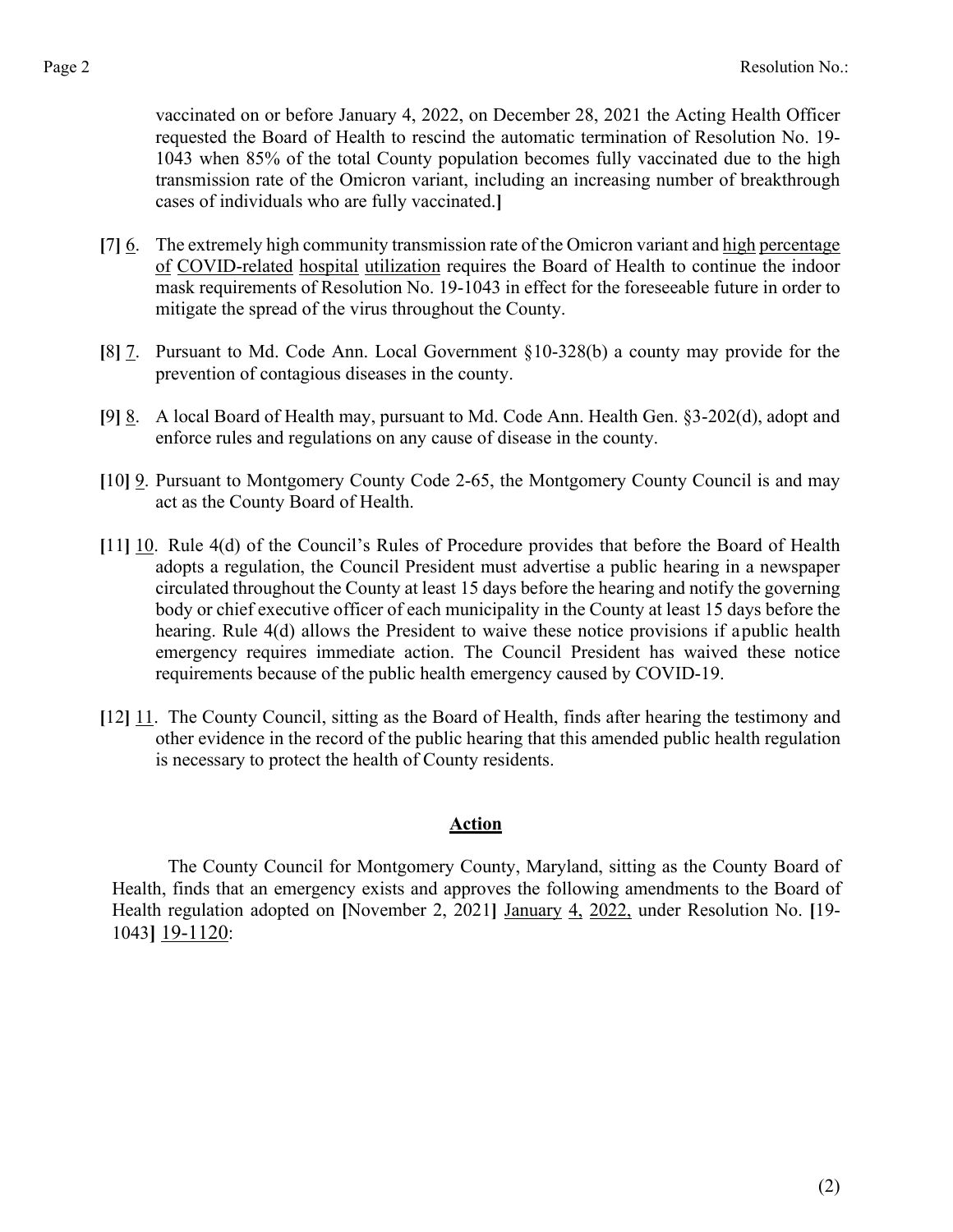vaccinated on or before January 4, 2022, on December 28, 2021 the Acting Health Officer requested the Board of Health to rescind the automatic termination of Resolution No. 19-1043 when 85% of the total County population becomes fully vaccinated due to the high transmission rate of the Omicron variant, including an increasing number of breakthrough cases of individuals who are fully vaccinated.**]**

**[**7**]** <u>6</u>. The extremely high community transmission rate of the Omicron variant and <u>high percentage of COVID-related hospital utilization</u> requires the Board of Health to continue the indoor mask requirements of Resolution No. 19-1043 in effect for the foreseeable future in order to mitigate the spread of the virus throughout the County.

**[**8**]** <u>7</u>. Pursuant to Md. Code Ann. Local Government §10-328(b) a county may provide for the prevention of contagious diseases in the county.

**[**9**]** <u>8</u>. A local Board of Health may, pursuant to Md. Code Ann. Health Gen. §3-202(d), adopt and enforce rules and regulations on any cause of disease in the county.

**[**10**]** <u>9</u>. Pursuant to Montgomery County Code 2-65, the Montgomery County Council is and may act as the County Board of Health.

**[**11**]** <u>10</u>. Rule 4(d) of the Council's Rules of Procedure provides that before the Board of Health adopts a regulation, the Council President must advertise a public hearing in a newspaper circulated throughout the County at least 15 days before the hearing and notify the governing body or chief executive officer of each municipality in the County at least 15 days before the hearing. Rule 4(d) allows the President to waive these notice provisions if a public health emergency requires immediate action. The Council President has waived these notice requirements because of the public health emergency caused by COVID-19.

**[**12**]** <u>11</u>. The County Council, sitting as the Board of Health, finds after hearing the testimony and other evidence in the record of the public hearing that this amended public health regulation is necessary to protect the health of County residents.

## Action

The County Council for Montgomery County, Maryland, sitting as the County Board of Health, finds that an emergency exists and approves the following amendments to the Board of Health regulation adopted on **[**November 2, 2021**]** <u>January 4, 2022,</u> under Resolution No. **[**19-1043**]** <u>19-1120</u>: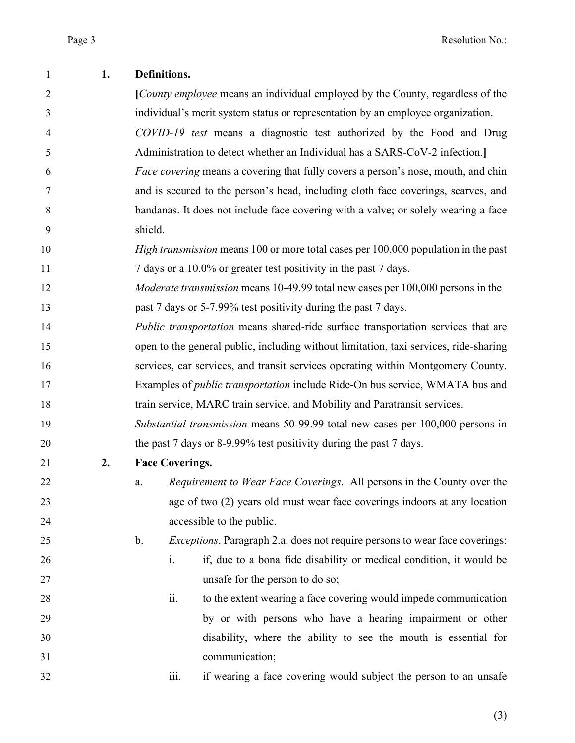**1. Definitions.**

[*County employee* means an individual employed by the County, regardless of the individual's merit system status or representation by an employee organization.

*COVID-19 test* means a diagnostic test authorized by the Food and Drug Administration to detect whether an Individual has a SARS-CoV-2 infection.]

*Face covering* means a covering that fully covers a person's nose, mouth, and chin and is secured to the person's head, including cloth face coverings, scarves, and bandanas. It does not include face covering with a valve; or solely wearing a face shield.

*High transmission* means 100 or more total cases per 100,000 population in the past 7 days or a 10.0% or greater test positivity in the past 7 days.

*Moderate transmission* means 10-49.99 total new cases per 100,000 persons in the past 7 days or 5-7.99% test positivity during the past 7 days.

*Public transportation* means shared-ride surface transportation services that are open to the general public, including without limitation, taxi services, ride-sharing services, car services, and transit services operating within Montgomery County. Examples of *public transportation* include Ride-On bus service, WMATA bus and train service, MARC train service, and Mobility and Paratransit services.

*Substantial transmission* means 50-99.99 total new cases per 100,000 persons in the past 7 days or 8-9.99% test positivity during the past 7 days.

**2. Face Coverings.**

a. *Requirement to Wear Face Coverings*. All persons in the County over the age of two (2) years old must wear face coverings indoors at any location accessible to the public.

b. *Exceptions*. Paragraph 2.a. does not require persons to wear face coverings:

i. if, due to a bona fide disability or medical condition, it would be unsafe for the person to do so;

ii. to the extent wearing a face covering would impede communication by or with persons who have a hearing impairment or other disability, where the ability to see the mouth is essential for communication;

iii. if wearing a face covering would subject the person to an unsafe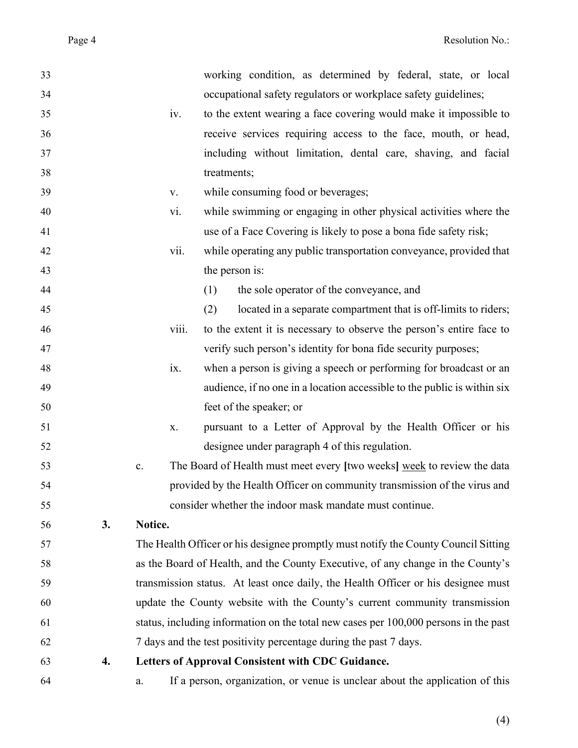working condition, as determined by federal, state, or local occupational safety regulators or workplace safety guidelines;

iv. to the extent wearing a face covering would make it impossible to receive services requiring access to the face, mouth, or head, including without limitation, dental care, shaving, and facial treatments;

v. while consuming food or beverages;

vi. while swimming or engaging in other physical activities where the use of a Face Covering is likely to pose a bona fide safety risk;

vii. while operating any public transportation conveyance, provided that the person is:

(1) the sole operator of the conveyance, and

(2) located in a separate compartment that is off-limits to riders;

viii. to the extent it is necessary to observe the person's entire face to verify such person's identity for bona fide security purposes;

ix. when a person is giving a speech or performing for broadcast or an audience, if no one in a location accessible to the public is within six feet of the speaker; or

x. pursuant to a Letter of Approval by the Health Officer or his designee under paragraph 4 of this regulation.

c. The Board of Health must meet every **[**two weeks**]** <u>week</u> to review the data provided by the Health Officer on community transmission of the virus and consider whether the indoor mask mandate must continue.

**3. Notice.**

The Health Officer or his designee promptly must notify the County Council Sitting as the Board of Health, and the County Executive, of any change in the County's transmission status. At least once daily, the Health Officer or his designee must update the County website with the County's current community transmission status, including information on the total new cases per 100,000 persons in the past 7 days and the test positivity percentage during the past 7 days.

**4. Letters of Approval Consistent with CDC Guidance.**

a. If a person, organization, or venue is unclear about the application of this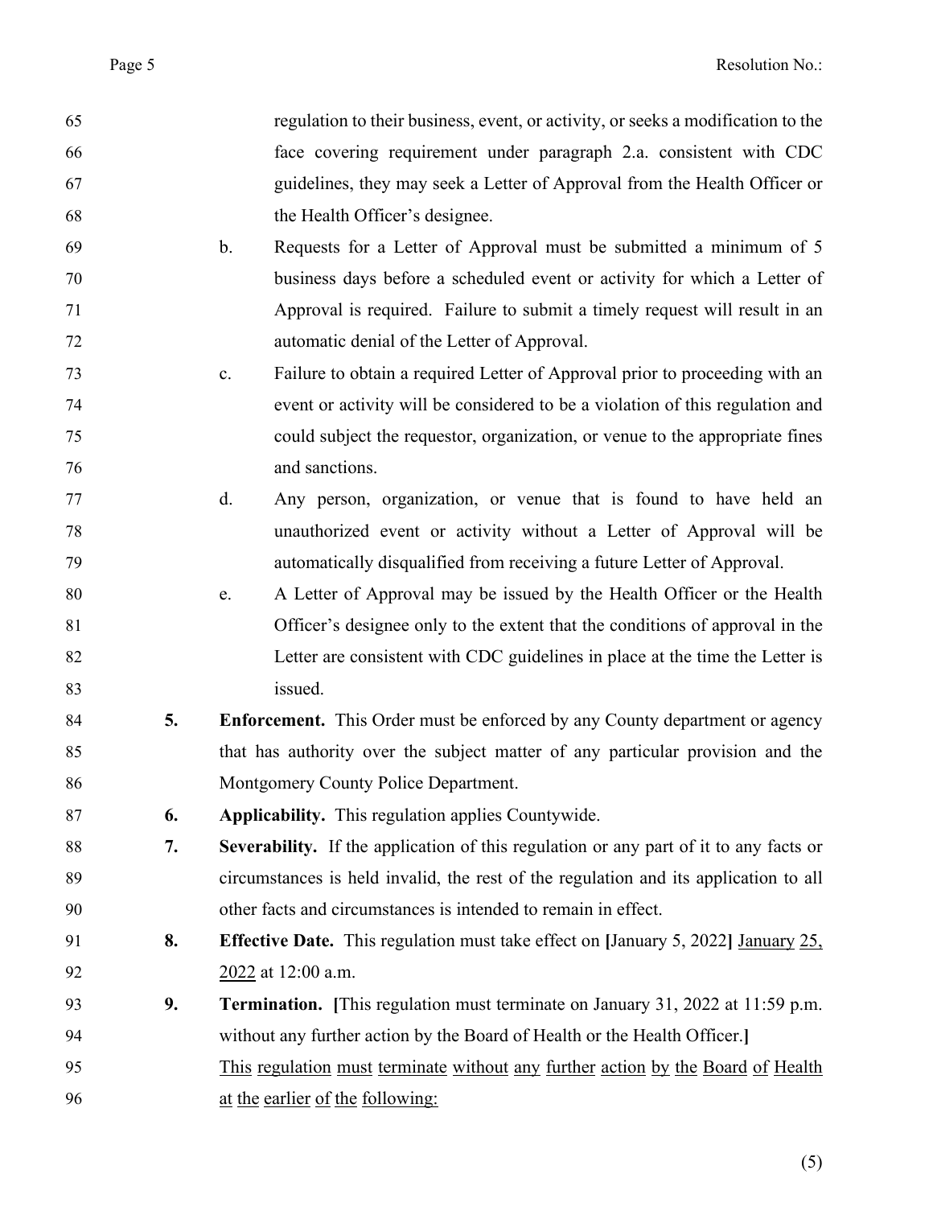regulation to their business, event, or activity, or seeks a modification to the face covering requirement under paragraph 2.a. consistent with CDC guidelines, they may seek a Letter of Approval from the Health Officer or the Health Officer's designee.

b. Requests for a Letter of Approval must be submitted a minimum of 5 business days before a scheduled event or activity for which a Letter of Approval is required. Failure to submit a timely request will result in an automatic denial of the Letter of Approval.

c. Failure to obtain a required Letter of Approval prior to proceeding with an event or activity will be considered to be a violation of this regulation and could subject the requestor, organization, or venue to the appropriate fines and sanctions.

d. Any person, organization, or venue that is found to have held an unauthorized event or activity without a Letter of Approval will be automatically disqualified from receiving a future Letter of Approval.

e. A Letter of Approval may be issued by the Health Officer or the Health Officer's designee only to the extent that the conditions of approval in the Letter are consistent with CDC guidelines in place at the time the Letter is issued.

**5. Enforcement.** This Order must be enforced by any County department or agency that has authority over the subject matter of any particular provision and the Montgomery County Police Department.

**6. Applicability.** This regulation applies Countywide.

**7. Severability.** If the application of this regulation or any part of it to any facts or circumstances is held invalid, the rest of the regulation and its application to all other facts and circumstances is intended to remain in effect.

**8. Effective Date.** This regulation must take effect on **[**January 5, 2022**]** <u>January 25, 2022</u> at 12:00 a.m.

**9. Termination.** **[**This regulation must terminate on January 31, 2022 at 11:59 p.m. without any further action by the Board of Health or the Health Officer.**]**

<u>This regulation must terminate without any further action by the Board of Health at the earlier of the following:</u>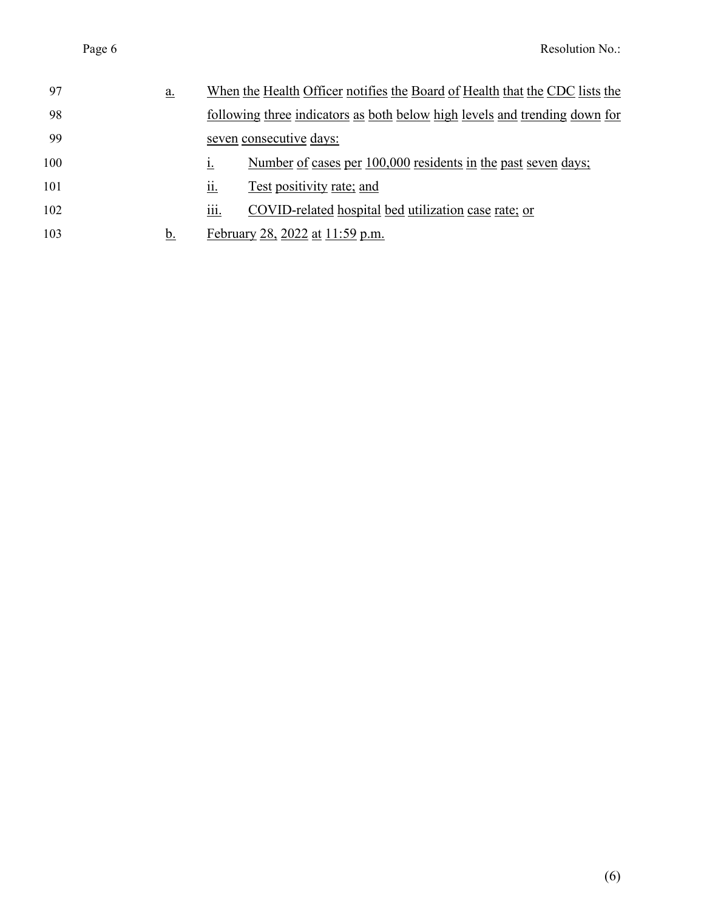a. When the Health Officer notifies the Board of Health that the CDC lists the following three indicators as both below high levels and trending down for seven consecutive days:

   i. Number of cases per 100,000 residents in the past seven days;

   ii. Test positivity rate; and

   iii. COVID-related hospital bed utilization case rate; or

b. February 28, 2022 at 11:59 p.m.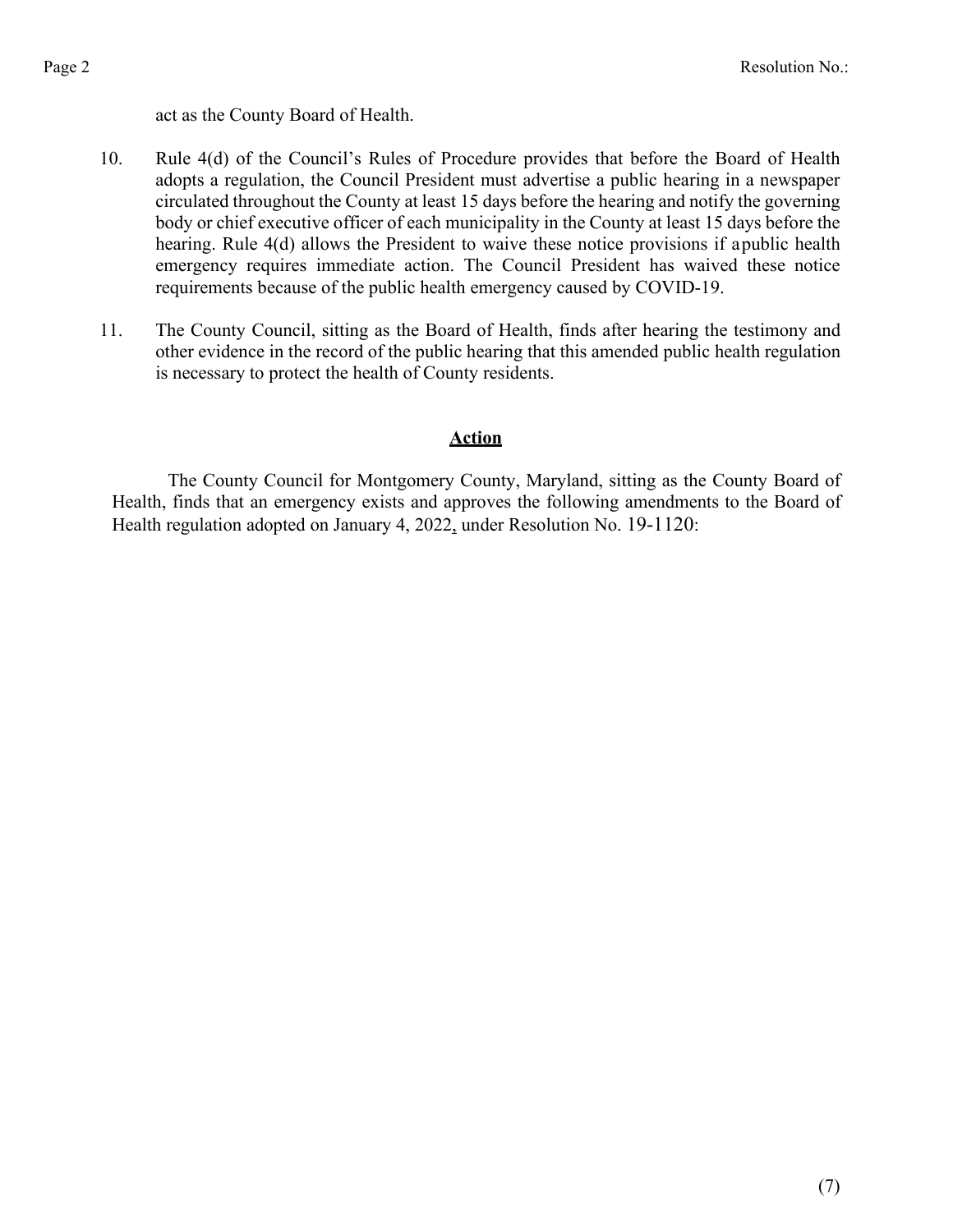act as the County Board of Health.

10. Rule 4(d) of the Council's Rules of Procedure provides that before the Board of Health adopts a regulation, the Council President must advertise a public hearing in a newspaper circulated throughout the County at least 15 days before the hearing and notify the governing body or chief executive officer of each municipality in the County at least 15 days before the hearing. Rule 4(d) allows the President to waive these notice provisions if a public health emergency requires immediate action. The Council President has waived these notice requirements because of the public health emergency caused by COVID-19.

11. The County Council, sitting as the Board of Health, finds after hearing the testimony and other evidence in the record of the public hearing that this amended public health regulation is necessary to protect the health of County residents.

## **Action**

The County Council for Montgomery County, Maryland, sitting as the County Board of Health, finds that an emergency exists and approves the following amendments to the Board of Health regulation adopted on January 4, 2022, under Resolution No. 19-1120: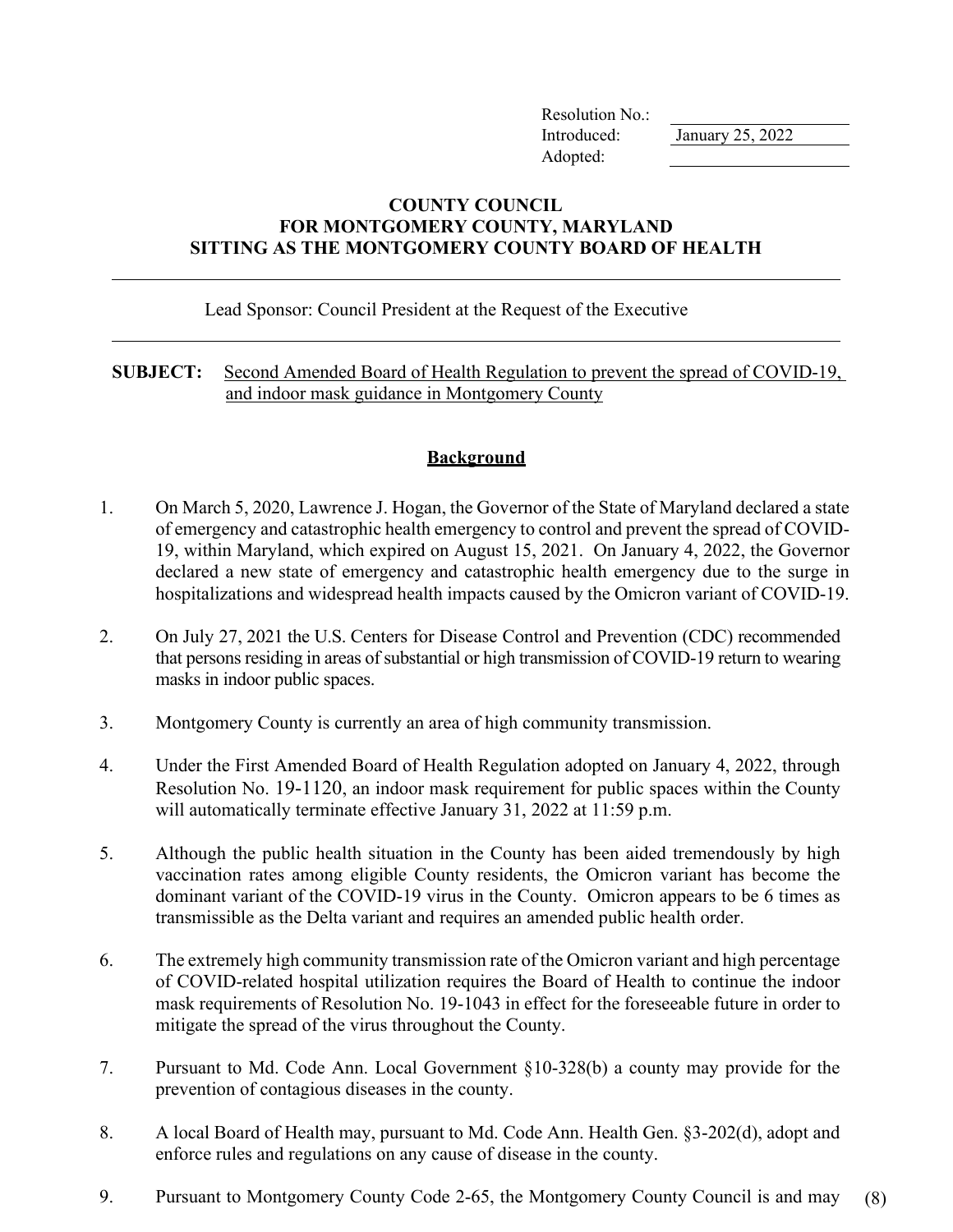| | |
|---|---|
| Resolution No.: | |
| Introduced: | January 25, 2022 |
| Adopted: | |

**COUNTY COUNCIL**
**FOR MONTGOMERY COUNTY, MARYLAND**
**SITTING AS THE MONTGOMERY COUNTY BOARD OF HEALTH**

---

Lead Sponsor: Council President at the Request of the Executive

---

**SUBJECT:** Second Amended Board of Health Regulation to prevent the spread of COVID-19, and indoor mask guidance in Montgomery County

## Background

1. On March 5, 2020, Lawrence J. Hogan, the Governor of the State of Maryland declared a state of emergency and catastrophic health emergency to control and prevent the spread of COVID-19, within Maryland, which expired on August 15, 2021. On January 4, 2022, the Governor declared a new state of emergency and catastrophic health emergency due to the surge in hospitalizations and widespread health impacts caused by the Omicron variant of COVID-19.

2. On July 27, 2021 the U.S. Centers for Disease Control and Prevention (CDC) recommended that persons residing in areas of substantial or high transmission of COVID-19 return to wearing masks in indoor public spaces.

3. Montgomery County is currently an area of high community transmission.

4. Under the First Amended Board of Health Regulation adopted on January 4, 2022, through Resolution No. 19-1120, an indoor mask requirement for public spaces within the County will automatically terminate effective January 31, 2022 at 11:59 p.m.

5. Although the public health situation in the County has been aided tremendously by high vaccination rates among eligible County residents, the Omicron variant has become the dominant variant of the COVID-19 virus in the County. Omicron appears to be 6 times as transmissible as the Delta variant and requires an amended public health order.

6. The extremely high community transmission rate of the Omicron variant and high percentage of COVID-related hospital utilization requires the Board of Health to continue the indoor mask requirements of Resolution No. 19-1043 in effect for the foreseeable future in order to mitigate the spread of the virus throughout the County.

7. Pursuant to Md. Code Ann. Local Government §10-328(b) a county may provide for the prevention of contagious diseases in the county.

8. A local Board of Health may, pursuant to Md. Code Ann. Health Gen. §3-202(d), adopt and enforce rules and regulations on any cause of disease in the county.

9. Pursuant to Montgomery County Code 2-65, the Montgomery County Council is and may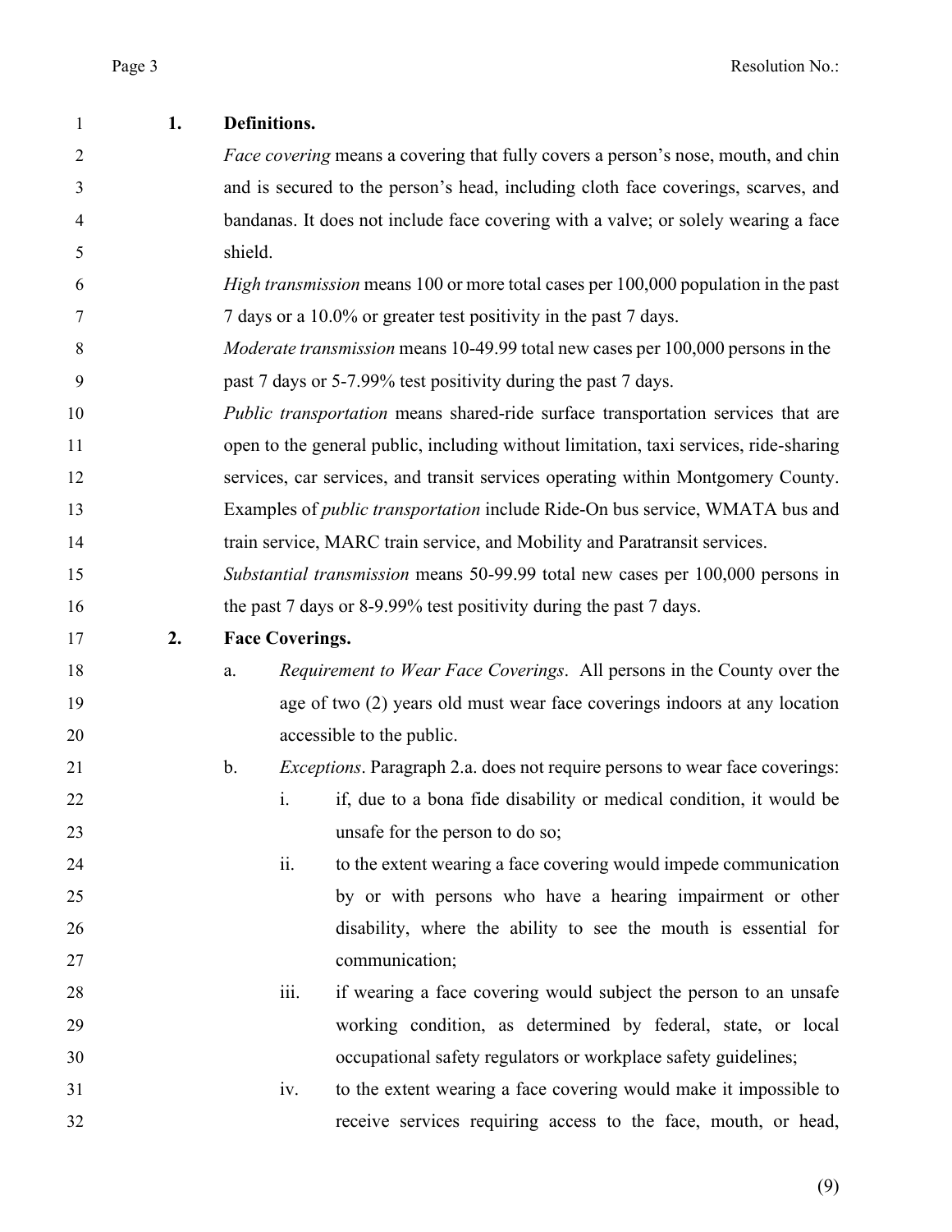**1. Definitions.**

*Face covering* means a covering that fully covers a person's nose, mouth, and chin and is secured to the person's head, including cloth face coverings, scarves, and bandanas. It does not include face covering with a valve; or solely wearing a face shield.

*High transmission* means 100 or more total cases per 100,000 population in the past 7 days or a 10.0% or greater test positivity in the past 7 days.

*Moderate transmission* means 10-49.99 total new cases per 100,000 persons in the past 7 days or 5-7.99% test positivity during the past 7 days.

*Public transportation* means shared-ride surface transportation services that are open to the general public, including without limitation, taxi services, ride-sharing services, car services, and transit services operating within Montgomery County. Examples of *public transportation* include Ride-On bus service, WMATA bus and train service, MARC train service, and Mobility and Paratransit services.

*Substantial transmission* means 50-99.99 total new cases per 100,000 persons in the past 7 days or 8-9.99% test positivity during the past 7 days.

**2. Face Coverings.**

a. *Requirement to Wear Face Coverings*. All persons in the County over the age of two (2) years old must wear face coverings indoors at any location accessible to the public.

b. *Exceptions*. Paragraph 2.a. does not require persons to wear face coverings:

i. if, due to a bona fide disability or medical condition, it would be unsafe for the person to do so;

ii. to the extent wearing a face covering would impede communication by or with persons who have a hearing impairment or other disability, where the ability to see the mouth is essential for communication;

iii. if wearing a face covering would subject the person to an unsafe working condition, as determined by federal, state, or local occupational safety regulators or workplace safety guidelines;

iv. to the extent wearing a face covering would make it impossible to receive services requiring access to the face, mouth, or head,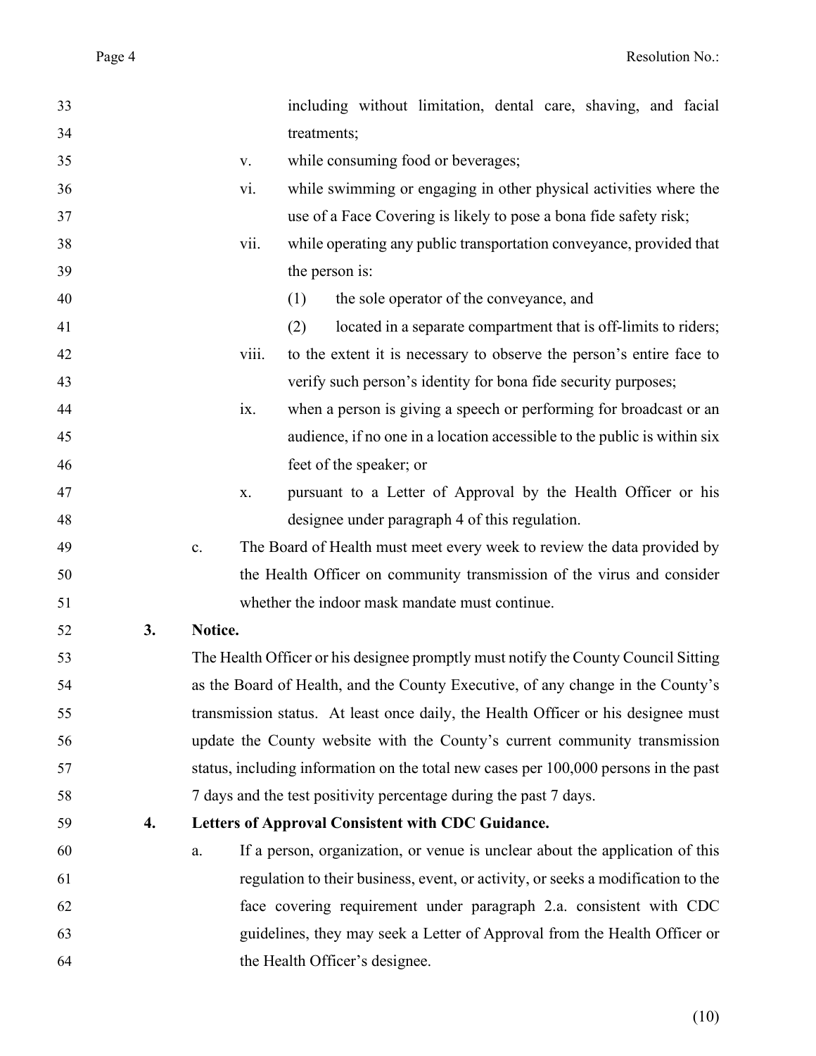including without limitation, dental care, shaving, and facial treatments;

v. while consuming food or beverages;

vi. while swimming or engaging in other physical activities where the use of a Face Covering is likely to pose a bona fide safety risk;

vii. while operating any public transportation conveyance, provided that the person is:

(1) the sole operator of the conveyance, and

(2) located in a separate compartment that is off-limits to riders;

viii. to the extent it is necessary to observe the person's entire face to verify such person's identity for bona fide security purposes;

ix. when a person is giving a speech or performing for broadcast or an audience, if no one in a location accessible to the public is within six feet of the speaker; or

x. pursuant to a Letter of Approval by the Health Officer or his designee under paragraph 4 of this regulation.

c. The Board of Health must meet every week to review the data provided by the Health Officer on community transmission of the virus and consider whether the indoor mask mandate must continue.

**3. Notice.**

The Health Officer or his designee promptly must notify the County Council Sitting as the Board of Health, and the County Executive, of any change in the County's transmission status. At least once daily, the Health Officer or his designee must update the County website with the County's current community transmission status, including information on the total new cases per 100,000 persons in the past 7 days and the test positivity percentage during the past 7 days.

**4. Letters of Approval Consistent with CDC Guidance.**

a. If a person, organization, or venue is unclear about the application of this regulation to their business, event, or activity, or seeks a modification to the face covering requirement under paragraph 2.a. consistent with CDC guidelines, they may seek a Letter of Approval from the Health Officer or the Health Officer's designee.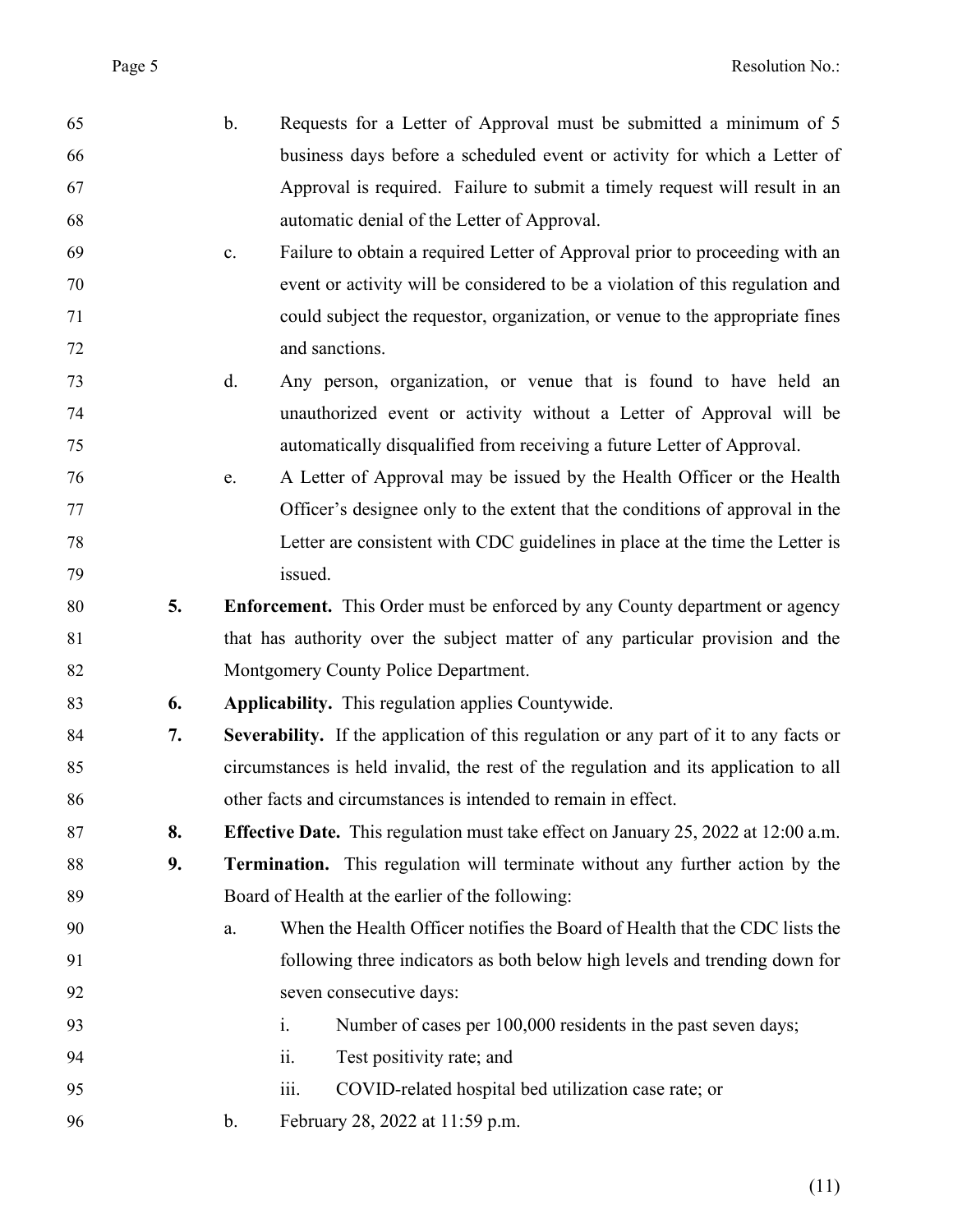b. Requests for a Letter of Approval must be submitted a minimum of 5 business days before a scheduled event or activity for which a Letter of Approval is required. Failure to submit a timely request will result in an automatic denial of the Letter of Approval.

c. Failure to obtain a required Letter of Approval prior to proceeding with an event or activity will be considered to be a violation of this regulation and could subject the requestor, organization, or venue to the appropriate fines and sanctions.

d. Any person, organization, or venue that is found to have held an unauthorized event or activity without a Letter of Approval will be automatically disqualified from receiving a future Letter of Approval.

e. A Letter of Approval may be issued by the Health Officer or the Health Officer's designee only to the extent that the conditions of approval in the Letter are consistent with CDC guidelines in place at the time the Letter is issued.

**5. Enforcement.** This Order must be enforced by any County department or agency that has authority over the subject matter of any particular provision and the Montgomery County Police Department.

**6. Applicability.** This regulation applies Countywide.

**7. Severability.** If the application of this regulation or any part of it to any facts or circumstances is held invalid, the rest of the regulation and its application to all other facts and circumstances is intended to remain in effect.

**8. Effective Date.** This regulation must take effect on January 25, 2022 at 12:00 a.m.

**9. Termination.** This regulation will terminate without any further action by the Board of Health at the earlier of the following:

a. When the Health Officer notifies the Board of Health that the CDC lists the following three indicators as both below high levels and trending down for seven consecutive days:

i. Number of cases per 100,000 residents in the past seven days;

ii. Test positivity rate; and

iii. COVID-related hospital bed utilization case rate; or

b. February 28, 2022 at 11:59 p.m.